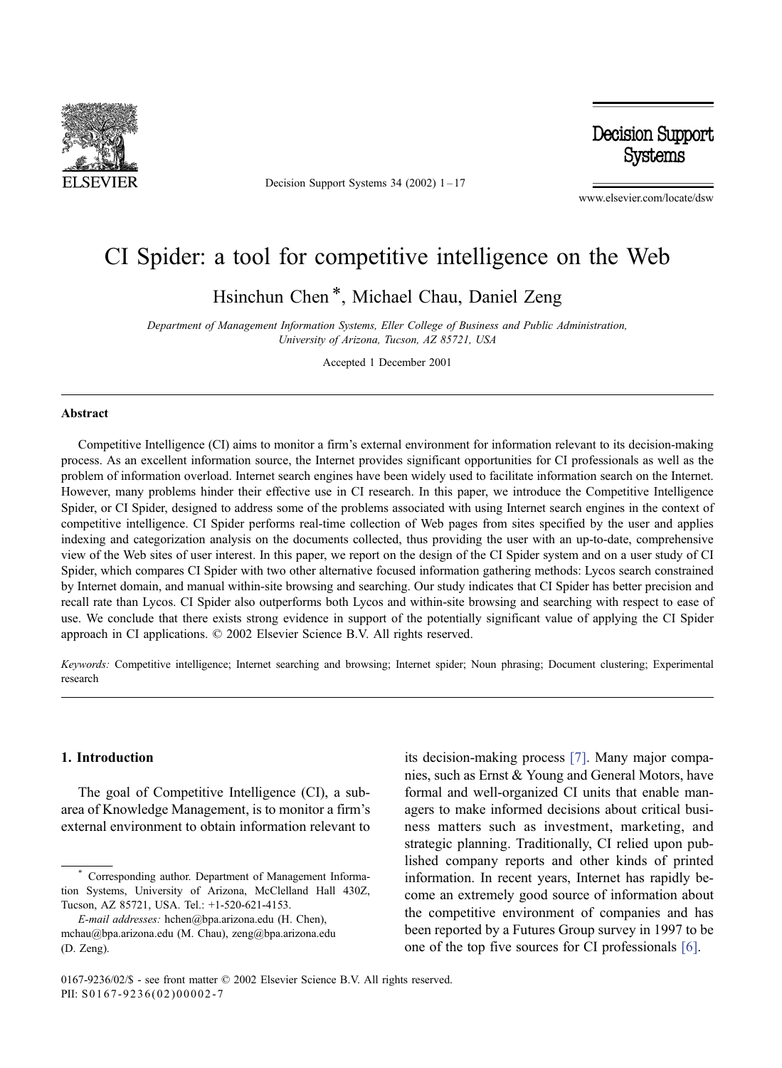# CI Spider: a tool for competitive intelligence on the Web

Hsinchun Chen *, Michael Chau, Daniel Zeng

*Department of Management Information Systems, Eller College of Business and Public Administration, University of Arizona, Tucson, AZ 85721, USA*

Accepted 1 December 2001

## Abstract

Competitive Intelligence (CI) aims to monitor a firm's external environment for information relevant to its decision-making process. As an excellent information source, the Internet provides significant opportunities for CI professionals as well as the problem of information overload. Internet search engines have been widely used to facilitate information search on the Internet. However, many problems hinder their effective use in CI research. In this paper, we introduce the Competitive Intelligence Spider, or CI Spider, designed to address some of the problems associated with using Internet search engines in the context of competitive intelligence. CI Spider performs real-time collection of Web pages from sites specified by the user and applies indexing and categorization analysis on the documents collected, thus providing the user with an up-to-date, comprehensive view of the Web sites of user interest. In this paper, we report on the design of the CI Spider system and on a user study of CI Spider, which compares CI Spider with two other alternative focused information gathering methods: Lycos search constrained by Internet domain, and manual within-site browsing and searching. Our study indicates that CI Spider has better precision and recall rate than Lycos. CI Spider also outperforms both Lycos and within-site browsing and searching with respect to ease of use. We conclude that there exists strong evidence in support of the potentially significant value of applying the CI Spider approach in CI applications. © 2002 Elsevier Science B.V. All rights reserved.

*Keywords:* Competitive intelligence; Internet searching and browsing; Internet spider; Noun phrasing; Document clustering; Experimental research

## 1. Introduction

The goal of Competitive Intelligence (CI), a subarea of Knowledge Management, is to monitor a firm's external environment to obtain information relevant to its decision-making process [7]. Many major companies, such as Ernst & Young and General Motors, have formal and well-organized CI units that enable managers to make informed decisions about critical business matters such as investment, marketing, and strategic planning. Traditionally, CI relied upon published company reports and other kinds of printed information. In recent years, Internet has rapidly become an extremely good source of information about the competitive environment of companies and has been reported by a Futures Group survey in 1997 to be one of the top five sources for CI professionals [6].

---

\* Corresponding author. Department of Management Information Systems, University of Arizona, McClelland Hall 430Z, Tucson, AZ 85721, USA. Tel.: +1-520-621-4153.

*E-mail addresses:* hchen@bpa.arizona.edu (H. Chen), mchau@bpa.arizona.edu (M. Chau), zeng@bpa.arizona.edu (D. Zeng).

0167-9236/02/$ - see front matter © 2002 Elsevier Science B.V. All rights reserved.
PII: S0167-9236(02)00002-7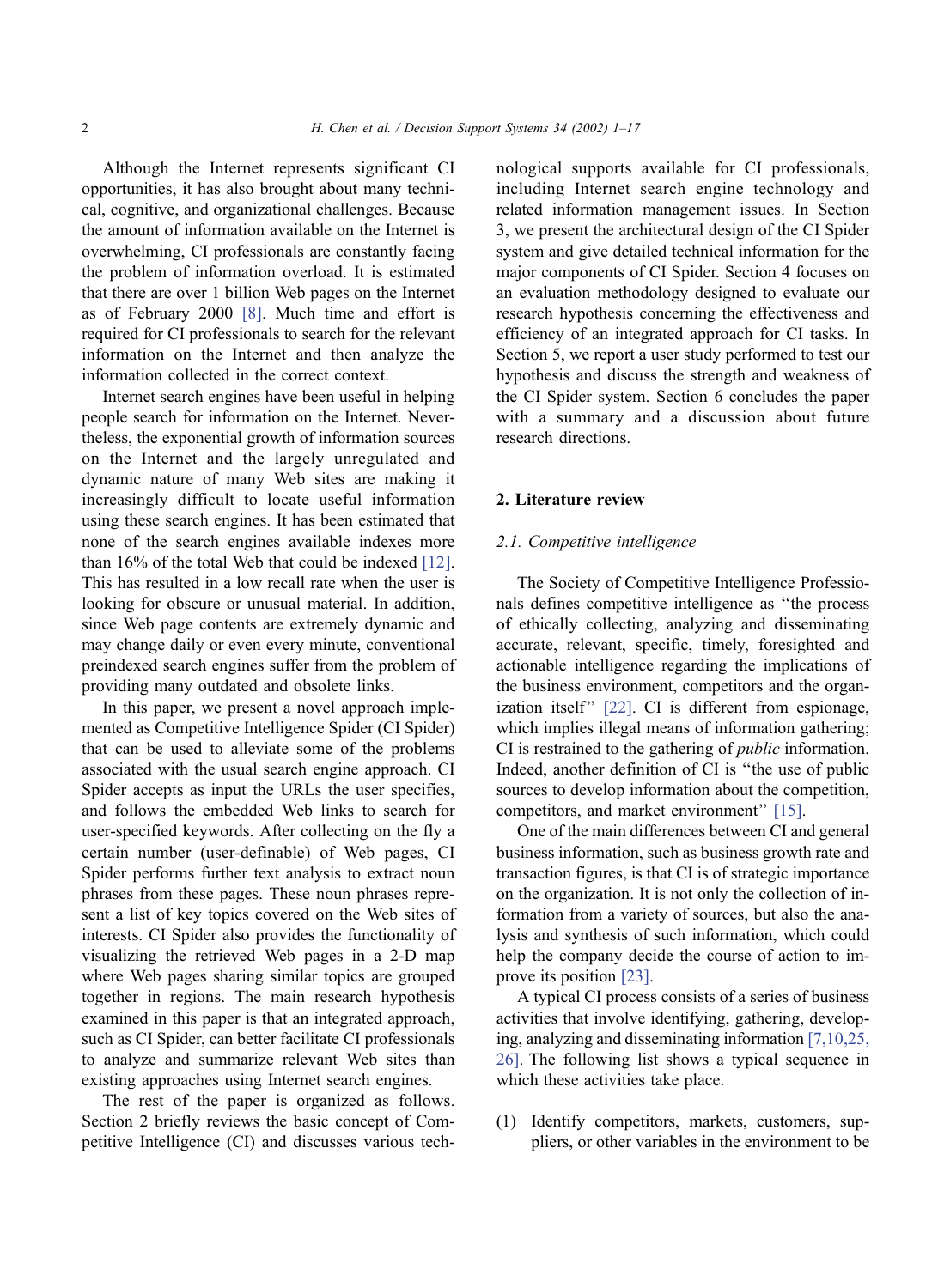Although the Internet represents significant CI opportunities, it has also brought about many technical, cognitive, and organizational challenges. Because the amount of information available on the Internet is overwhelming, CI professionals are constantly facing the problem of information overload. It is estimated that there are over 1 billion Web pages on the Internet as of February 2000 [8]. Much time and effort is required for CI professionals to search for the relevant information on the Internet and then analyze the information collected in the correct context.

Internet search engines have been useful in helping people search for information on the Internet. Nevertheless, the exponential growth of information sources on the Internet and the largely unregulated and dynamic nature of many Web sites are making it increasingly difficult to locate useful information using these search engines. It has been estimated that none of the search engines available indexes more than 16% of the total Web that could be indexed [12]. This has resulted in a low recall rate when the user is looking for obscure or unusual material. In addition, since Web page contents are extremely dynamic and may change daily or even every minute, conventional preindexed search engines suffer from the problem of providing many outdated and obsolete links.

In this paper, we present a novel approach implemented as Competitive Intelligence Spider (CI Spider) that can be used to alleviate some of the problems associated with the usual search engine approach. CI Spider accepts as input the URLs the user specifies, and follows the embedded Web links to search for user-specified keywords. After collecting on the fly a certain number (user-definable) of Web pages, CI Spider performs further text analysis to extract noun phrases from these pages. These noun phrases represent a list of key topics covered on the Web sites of interests. CI Spider also provides the functionality of visualizing the retrieved Web pages in a 2-D map where Web pages sharing similar topics are grouped together in regions. The main research hypothesis examined in this paper is that an integrated approach, such as CI Spider, can better facilitate CI professionals to analyze and summarize relevant Web sites than existing approaches using Internet search engines.

The rest of the paper is organized as follows. Section 2 briefly reviews the basic concept of Competitive Intelligence (CI) and discusses various technological supports available for CI professionals, including Internet search engine technology and related information management issues. In Section 3, we present the architectural design of the CI Spider system and give detailed technical information for the major components of CI Spider. Section 4 focuses on an evaluation methodology designed to evaluate our research hypothesis concerning the effectiveness and efficiency of an integrated approach for CI tasks. In Section 5, we report a user study performed to test our hypothesis and discuss the strength and weakness of the CI Spider system. Section 6 concludes the paper with a summary and a discussion about future research directions.

## 2. Literature review

### 2.1. Competitive intelligence

The Society of Competitive Intelligence Professionals defines competitive intelligence as "the process of ethically collecting, analyzing and disseminating accurate, relevant, specific, timely, foresighted and actionable intelligence regarding the implications of the business environment, competitors and the organization itself" [22]. CI is different from espionage, which implies illegal means of information gathering; CI is restrained to the gathering of *public* information. Indeed, another definition of CI is "the use of public sources to develop information about the competition, competitors, and market environment" [15].

One of the main differences between CI and general business information, such as business growth rate and transaction figures, is that CI is of strategic importance on the organization. It is not only the collection of information from a variety of sources, but also the analysis and synthesis of such information, which could help the company decide the course of action to improve its position [23].

A typical CI process consists of a series of business activities that involve identifying, gathering, developing, analyzing and disseminating information [7,10,25,26]. The following list shows a typical sequence in which these activities take place.

(1) Identify competitors, markets, customers, suppliers, or other variables in the environment to be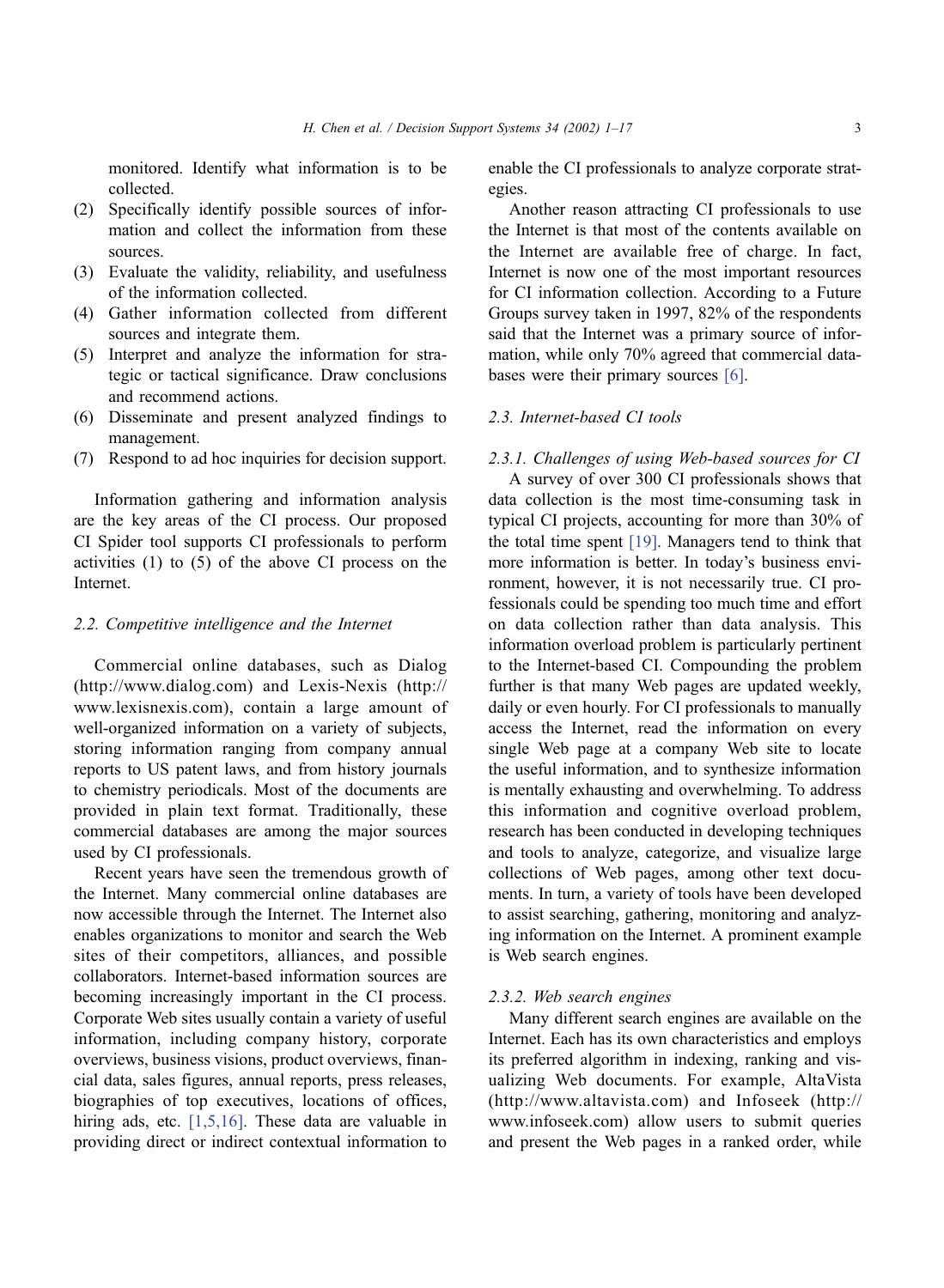monitored. Identify what information is to be collected.

(2) Specifically identify possible sources of information and collect the information from these sources.
(3) Evaluate the validity, reliability, and usefulness of the information collected.
(4) Gather information collected from different sources and integrate them.
(5) Interpret and analyze the information for strategic or tactical significance. Draw conclusions and recommend actions.
(6) Disseminate and present analyzed findings to management.
(7) Respond to ad hoc inquiries for decision support.

Information gathering and information analysis are the key areas of the CI process. Our proposed CI Spider tool supports CI professionals to perform activities (1) to (5) of the above CI process on the Internet.

### 2.2. Competitive intelligence and the Internet

Commercial online databases, such as Dialog (http://www.dialog.com) and Lexis-Nexis (http://www.lexisnexis.com), contain a large amount of well-organized information on a variety of subjects, storing information ranging from company annual reports to US patent laws, and from history journals to chemistry periodicals. Most of the documents are provided in plain text format. Traditionally, these commercial databases are among the major sources used by CI professionals.

Recent years have seen the tremendous growth of the Internet. Many commercial online databases are now accessible through the Internet. The Internet also enables organizations to monitor and search the Web sites of their competitors, alliances, and possible collaborators. Internet-based information sources are becoming increasingly important in the CI process. Corporate Web sites usually contain a variety of useful information, including company history, corporate overviews, business visions, product overviews, financial data, sales figures, annual reports, press releases, biographies of top executives, locations of offices, hiring ads, etc. [1,5,16]. These data are valuable in providing direct or indirect contextual information to enable the CI professionals to analyze corporate strategies.

Another reason attracting CI professionals to use the Internet is that most of the contents available on the Internet are available free of charge. In fact, Internet is now one of the most important resources for CI information collection. According to a Future Groups survey taken in 1997, 82% of the respondents said that the Internet was a primary source of information, while only 70% agreed that commercial databases were their primary sources [6].

### 2.3. Internet-based CI tools

#### 2.3.1. Challenges of using Web-based sources for CI

A survey of over 300 CI professionals shows that data collection is the most time-consuming task in typical CI projects, accounting for more than 30% of the total time spent [19]. Managers tend to think that more information is better. In today's business environment, however, it is not necessarily true. CI professionals could be spending too much time and effort on data collection rather than data analysis. This information overload problem is particularly pertinent to the Internet-based CI. Compounding the problem further is that many Web pages are updated weekly, daily or even hourly. For CI professionals to manually access the Internet, read the information on every single Web page at a company Web site to locate the useful information, and to synthesize information is mentally exhausting and overwhelming. To address this information and cognitive overload problem, research has been conducted in developing techniques and tools to analyze, categorize, and visualize large collections of Web pages, among other text documents. In turn, a variety of tools have been developed to assist searching, gathering, monitoring and analyzing information on the Internet. A prominent example is Web search engines.

#### 2.3.2. Web search engines

Many different search engines are available on the Internet. Each has its own characteristics and employs its preferred algorithm in indexing, ranking and visualizing Web documents. For example, AltaVista (http://www.altavista.com) and Infoseek (http://www.infoseek.com) allow users to submit queries and present the Web pages in a ranked order, while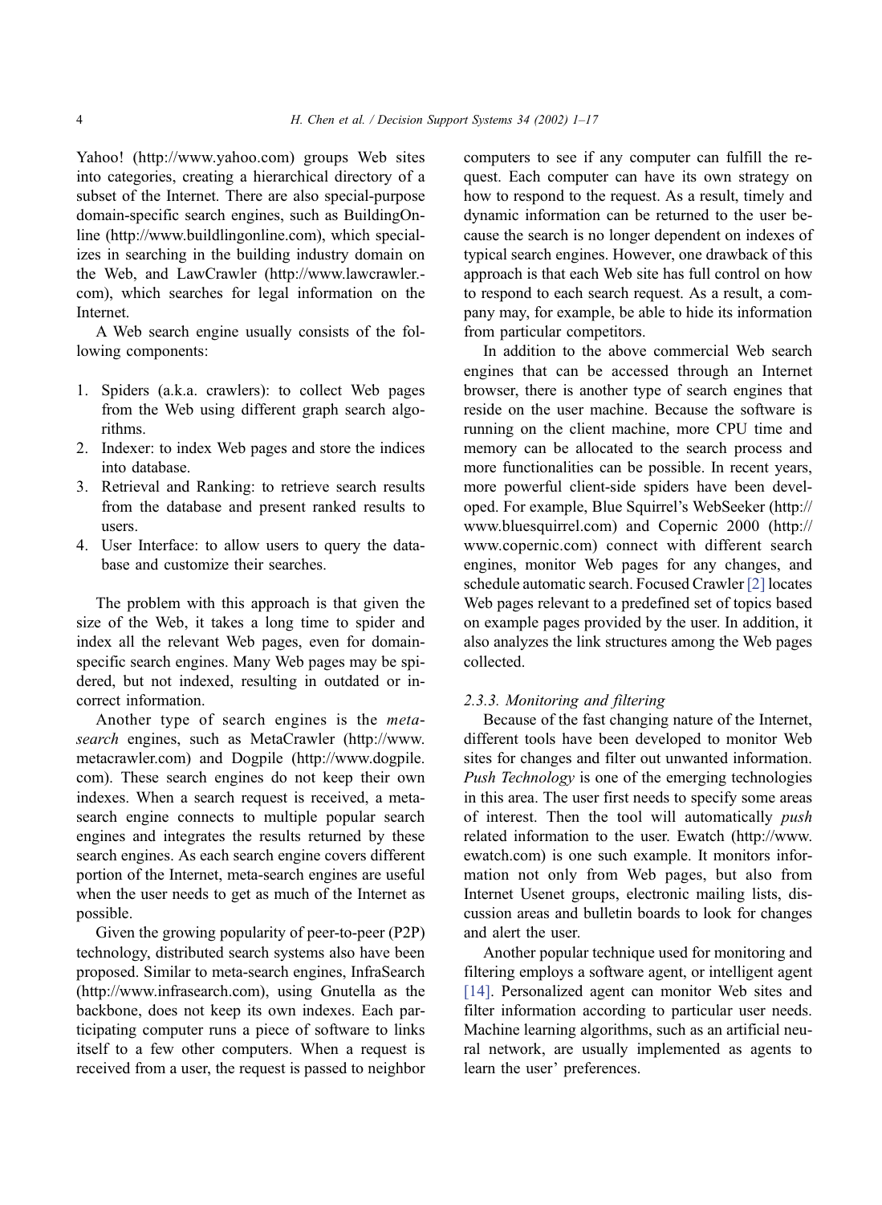Yahoo! (http://www.yahoo.com) groups Web sites into categories, creating a hierarchical directory of a subset of the Internet. There are also special-purpose domain-specific search engines, such as BuildingOnline (http://www.buildlingonline.com), which specializes in searching in the building industry domain on the Web, and LawCrawler (http://www.lawcrawler.com), which searches for legal information on the Internet.

A Web search engine usually consists of the following components:

1. Spiders (a.k.a. crawlers): to collect Web pages from the Web using different graph search algorithms.
2. Indexer: to index Web pages and store the indices into database.
3. Retrieval and Ranking: to retrieve search results from the database and present ranked results to users.
4. User Interface: to allow users to query the database and customize their searches.

The problem with this approach is that given the size of the Web, it takes a long time to spider and index all the relevant Web pages, even for domain-specific search engines. Many Web pages may be spidered, but not indexed, resulting in outdated or incorrect information.

Another type of search engines is the *meta-search* engines, such as MetaCrawler (http://www.metacrawler.com) and Dogpile (http://www.dogpile.com). These search engines do not keep their own indexes. When a search request is received, a meta-search engine connects to multiple popular search engines and integrates the results returned by these search engines. As each search engine covers different portion of the Internet, meta-search engines are useful when the user needs to get as much of the Internet as possible.

Given the growing popularity of peer-to-peer (P2P) technology, distributed search systems also have been proposed. Similar to meta-search engines, InfraSearch (http://www.infrasearch.com), using Gnutella as the backbone, does not keep its own indexes. Each participating computer runs a piece of software to links itself to a few other computers. When a request is received from a user, the request is passed to neighbor computers to see if any computer can fulfill the request. Each computer can have its own strategy on how to respond to the request. As a result, timely and dynamic information can be returned to the user because the search is no longer dependent on indexes of typical search engines. However, one drawback of this approach is that each Web site has full control on how to respond to each search request. As a result, a company may, for example, be able to hide its information from particular competitors.

In addition to the above commercial Web search engines that can be accessed through an Internet browser, there is another type of search engines that reside on the user machine. Because the software is running on the client machine, more CPU time and memory can be allocated to the search process and more functionalities can be possible. In recent years, more powerful client-side spiders have been developed. For example, Blue Squirrel's WebSeeker (http://www.bluesquirrel.com) and Copernic 2000 (http://www.copernic.com) connect with different search engines, monitor Web pages for any changes, and schedule automatic search. Focused Crawler [2] locates Web pages relevant to a predefined set of topics based on example pages provided by the user. In addition, it also analyzes the link structures among the Web pages collected.

#### 2.3.3. Monitoring and filtering

Because of the fast changing nature of the Internet, different tools have been developed to monitor Web sites for changes and filter out unwanted information. *Push Technology* is one of the emerging technologies in this area. The user first needs to specify some areas of interest. Then the tool will automatically *push* related information to the user. Ewatch (http://www.ewatch.com) is one such example. It monitors information not only from Web pages, but also from Internet Usenet groups, electronic mailing lists, discussion areas and bulletin boards to look for changes and alert the user.

Another popular technique used for monitoring and filtering employs a software agent, or intelligent agent [14]. Personalized agent can monitor Web sites and filter information according to particular user needs. Machine learning algorithms, such as an artificial neural network, are usually implemented as agents to learn the user' preferences.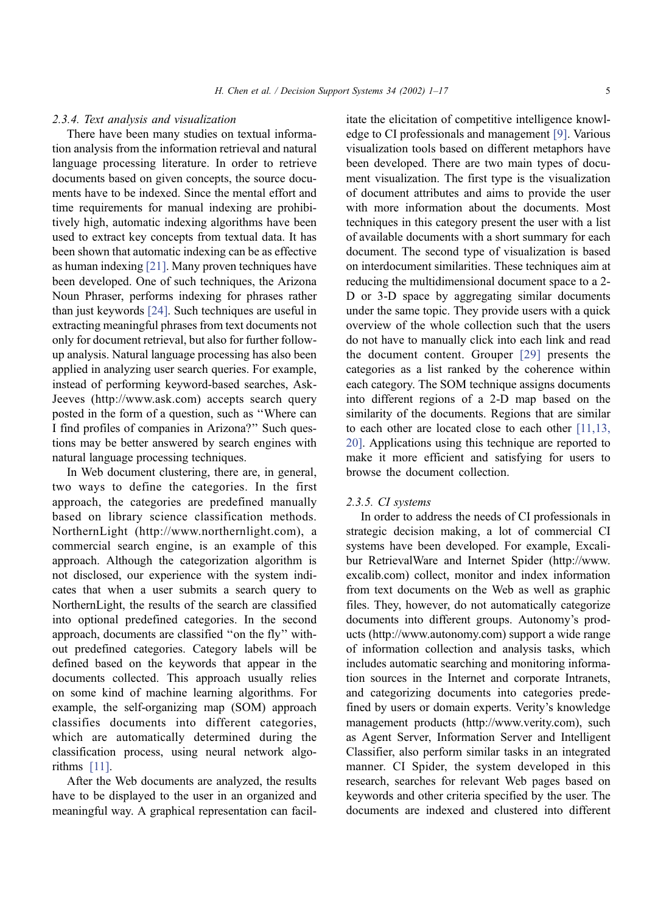#### 2.3.4. Text analysis and visualization

There have been many studies on textual information analysis from the information retrieval and natural language processing literature. In order to retrieve documents based on given concepts, the source documents have to be indexed. Since the mental effort and time requirements for manual indexing are prohibitively high, automatic indexing algorithms have been used to extract key concepts from textual data. It has been shown that automatic indexing can be as effective as human indexing [21]. Many proven techniques have been developed. One of such techniques, the Arizona Noun Phraser, performs indexing for phrases rather than just keywords [24]. Such techniques are useful in extracting meaningful phrases from text documents not only for document retrieval, but also for further follow-up analysis. Natural language processing has also been applied in analyzing user search queries. For example, instead of performing keyword-based searches, Ask-Jeeves (http://www.ask.com) accepts search query posted in the form of a question, such as ''Where can I find profiles of companies in Arizona?'' Such questions may be better answered by search engines with natural language processing techniques.

In Web document clustering, there are, in general, two ways to define the categories. In the first approach, the categories are predefined manually based on library science classification methods. NorthernLight (http://www.northernlight.com), a commercial search engine, is an example of this approach. Although the categorization algorithm is not disclosed, our experience with the system indicates that when a user submits a search query to NorthernLight, the results of the search are classified into optional predefined categories. In the second approach, documents are classified ''on the fly'' without predefined categories. Category labels will be defined based on the keywords that appear in the documents collected. This approach usually relies on some kind of machine learning algorithms. For example, the self-organizing map (SOM) approach classifies documents into different categories, which are automatically determined during the classification process, using neural network algorithms [11].

After the Web documents are analyzed, the results have to be displayed to the user in an organized and meaningful way. A graphical representation can facilitate the elicitation of competitive intelligence knowledge to CI professionals and management [9]. Various visualization tools based on different metaphors have been developed. There are two main types of document visualization. The first type is the visualization of document attributes and aims to provide the user with more information about the documents. Most techniques in this category present the user with a list of available documents with a short summary for each document. The second type of visualization is based on interdocument similarities. These techniques aim at reducing the multidimensional document space to a 2-D or 3-D space by aggregating similar documents under the same topic. They provide users with a quick overview of the whole collection such that the users do not have to manually click into each link and read the document content. Grouper [29] presents the categories as a list ranked by the coherence within each category. The SOM technique assigns documents into different regions of a 2-D map based on the similarity of the documents. Regions that are similar to each other are located close to each other [11,13, 20]. Applications using this technique are reported to make it more efficient and satisfying for users to browse the document collection.

#### 2.3.5. CI systems

In order to address the needs of CI professionals in strategic decision making, a lot of commercial CI systems have been developed. For example, Excalibur RetrievalWare and Internet Spider (http://www.excalib.com) collect, monitor and index information from text documents on the Web as well as graphic files. They, however, do not automatically categorize documents into different groups. Autonomy's products (http://www.autonomy.com) support a wide range of information collection and analysis tasks, which includes automatic searching and monitoring information sources in the Internet and corporate Intranets, and categorizing documents into categories predefined by users or domain experts. Verity's knowledge management products (http://www.verity.com), such as Agent Server, Information Server and Intelligent Classifier, also perform similar tasks in an integrated manner. CI Spider, the system developed in this research, searches for relevant Web pages based on keywords and other criteria specified by the user. The documents are indexed and clustered into different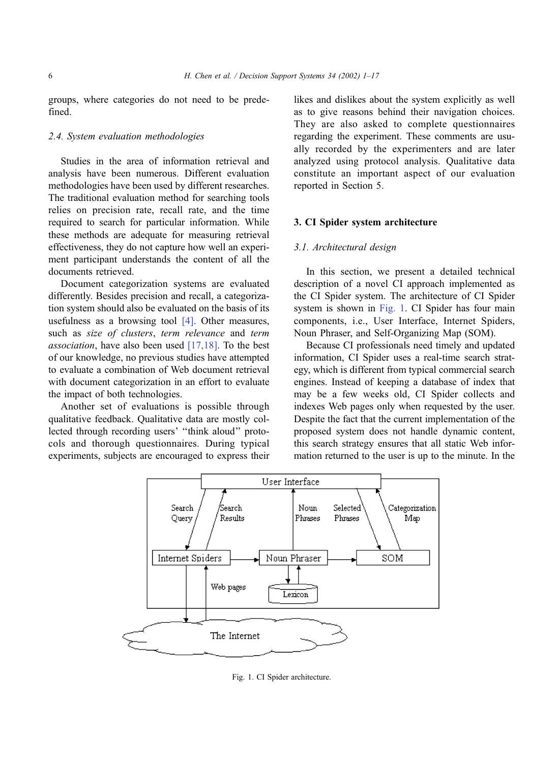groups, where categories do not need to be predefined.

### 2.4. System evaluation methodologies

Studies in the area of information retrieval and analysis have been numerous. Different evaluation methodologies have been used by different researches. The traditional evaluation method for searching tools relies on precision rate, recall rate, and the time required to search for particular information. While these methods are adequate for measuring retrieval effectiveness, they do not capture how well an experiment participant understands the content of all the documents retrieved.

Document categorization systems are evaluated differently. Besides precision and recall, a categorization system should also be evaluated on the basis of its usefulness as a browsing tool [4]. Other measures, such as *size of clusters*, *term relevance* and *term association*, have also been used [17,18]. To the best of our knowledge, no previous studies have attempted to evaluate a combination of Web document retrieval with document categorization in an effort to evaluate the impact of both technologies.

Another set of evaluations is possible through qualitative feedback. Qualitative data are mostly collected through recording users' "think aloud" protocols and thorough questionnaires. During typical experiments, subjects are encouraged to express their likes and dislikes about the system explicitly as well as to give reasons behind their navigation choices. They are also asked to complete questionnaires regarding the experiment. These comments are usually recorded by the experimenters and are later analyzed using protocol analysis. Qualitative data constitute an important aspect of our evaluation reported in Section 5.

## 3. CI Spider system architecture

### 3.1. Architectural design

In this section, we present a detailed technical description of a novel CI approach implemented as the CI Spider system. The architecture of CI Spider system is shown in Fig. 1. CI Spider has four main components, i.e., User Interface, Internet Spiders, Noun Phraser, and Self-Organizing Map (SOM).

Because CI professionals need timely and updated information, CI Spider uses a real-time search strategy, which is different from typical commercial search engines. Instead of keeping a database of index that may be a few weeks old, CI Spider collects and indexes Web pages only when requested by the user. Despite the fact that the current implementation of the proposed system does not handle dynamic content, this search strategy ensures that all static Web information returned to the user is up to the minute. In the

User Interface
Search Query
Search Results
Noun Phrases
Selected Phrases
Categorization Map
Internet Spiders
Noun Phraser
SOM
Web pages
Lexicon
The Internet

Fig. 1. CI Spider architecture.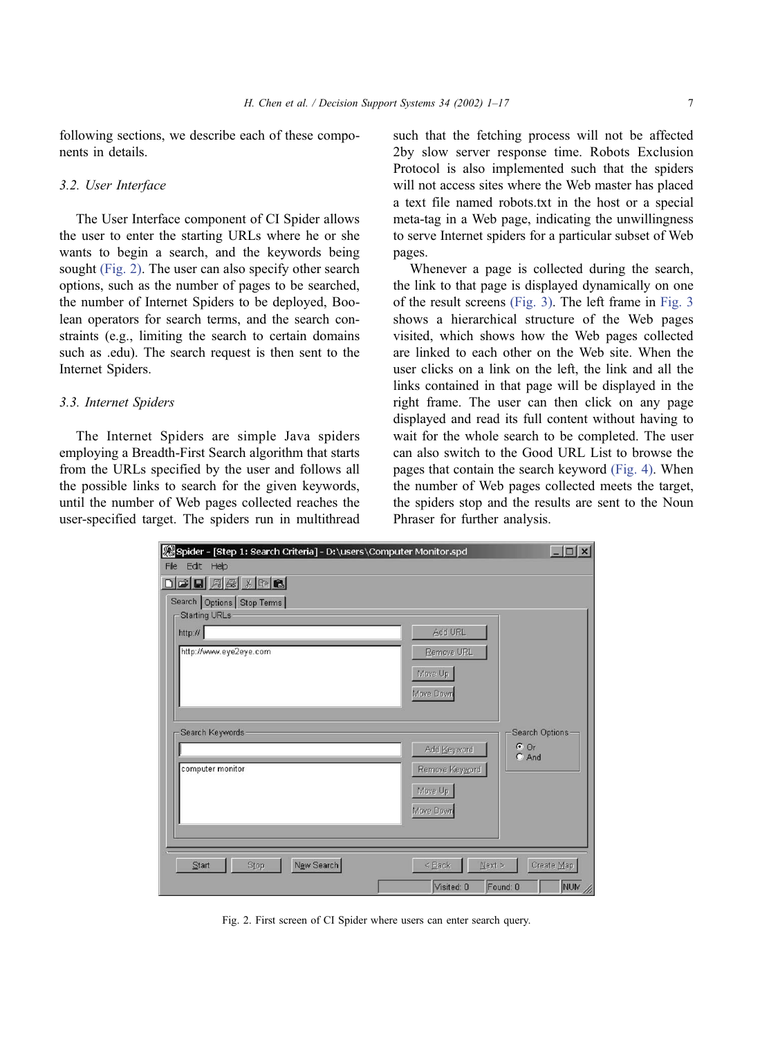following sections, we describe each of these components in details.

### 3.2. User Interface

The User Interface component of CI Spider allows the user to enter the starting URLs where he or she wants to begin a search, and the keywords being sought (Fig. 2). The user can also specify other search options, such as the number of pages to be searched, the number of Internet Spiders to be deployed, Boolean operators for search terms, and the search constraints (e.g., limiting the search to certain domains such as .edu). The search request is then sent to the Internet Spiders.

### 3.3. Internet Spiders

The Internet Spiders are simple Java spiders employing a Breadth-First Search algorithm that starts from the URLs specified by the user and follows all the possible links to search for the given keywords, until the number of Web pages collected reaches the user-specified target. The spiders run in multithread such that the fetching process will not be affected 2by slow server response time. Robots Exclusion Protocol is also implemented such that the spiders will not access sites where the Web master has placed a text file named robots.txt in the host or a special meta-tag in a Web page, indicating the unwillingness to serve Internet spiders for a particular subset of Web pages.

Whenever a page is collected during the search, the link to that page is displayed dynamically on one of the result screens (Fig. 3). The left frame in Fig. 3 shows a hierarchical structure of the Web pages visited, which shows how the Web pages collected are linked to each other on the Web site. When the user clicks on a link on the left, the link and all the links contained in that page will be displayed in the right frame. The user can then click on any page displayed and read its full content without having to wait for the whole search to be completed. The user can also switch to the Good URL List to browse the pages that contain the search keyword (Fig. 4). When the number of Web pages collected meets the target, the spiders stop and the results are sent to the Noun Phraser for further analysis.

Fig. 2. First screen of CI Spider where users can enter search query.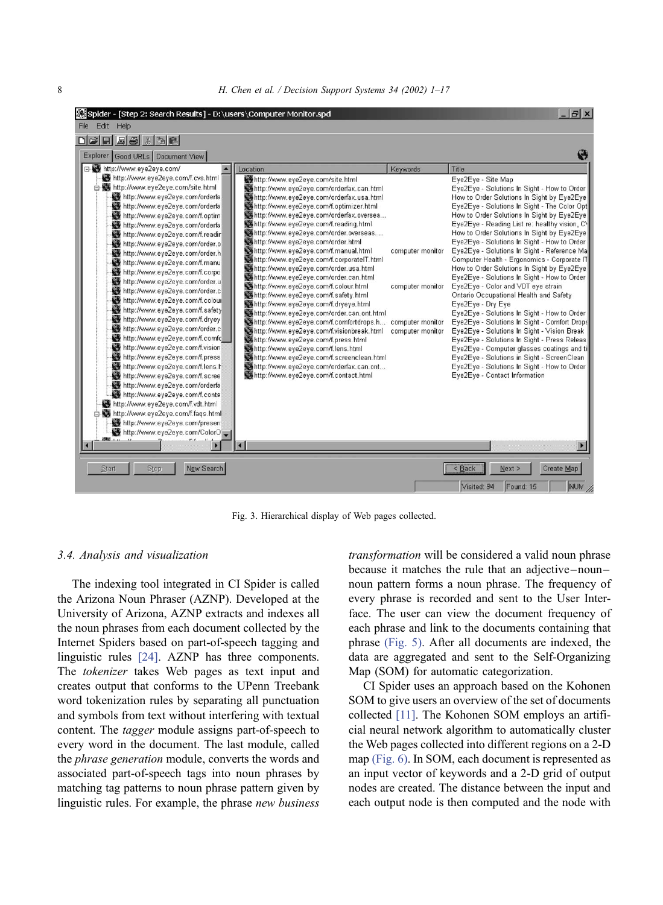Fig. 3. Hierarchical display of Web pages collected.

### 3.4. Analysis and visualization

The indexing tool integrated in CI Spider is called the Arizona Noun Phraser (AZNP). Developed at the University of Arizona, AZNP extracts and indexes all the noun phrases from each document collected by the Internet Spiders based on part-of-speech tagging and linguistic rules [24]. AZNP has three components. The *tokenizer* takes Web pages as text input and creates output that conforms to the UPenn Treebank word tokenization rules by separating all punctuation and symbols from text without interfering with textual content. The *tagger* module assigns part-of-speech to every word in the document. The last module, called the *phrase generation* module, converts the words and associated part-of-speech tags into noun phrases by matching tag patterns to noun phrase pattern given by linguistic rules. For example, the phrase *new business transformation* will be considered a valid noun phrase because it matches the rule that an adjective–noun–noun pattern forms a noun phrase. The frequency of every phrase is recorded and sent to the User Interface. The user can view the document frequency of each phrase and link to the documents containing that phrase (Fig. 5). After all documents are indexed, the data are aggregated and sent to the Self-Organizing Map (SOM) for automatic categorization.

CI Spider uses an approach based on the Kohonen SOM to give users an overview of the set of documents collected [11]. The Kohonen SOM employs an artificial neural network algorithm to automatically cluster the Web pages collected into different regions on a 2-D map (Fig. 6). In SOM, each document is represented as an input vector of keywords and a 2-D grid of output nodes are created. The distance between the input and each output node is then computed and the node with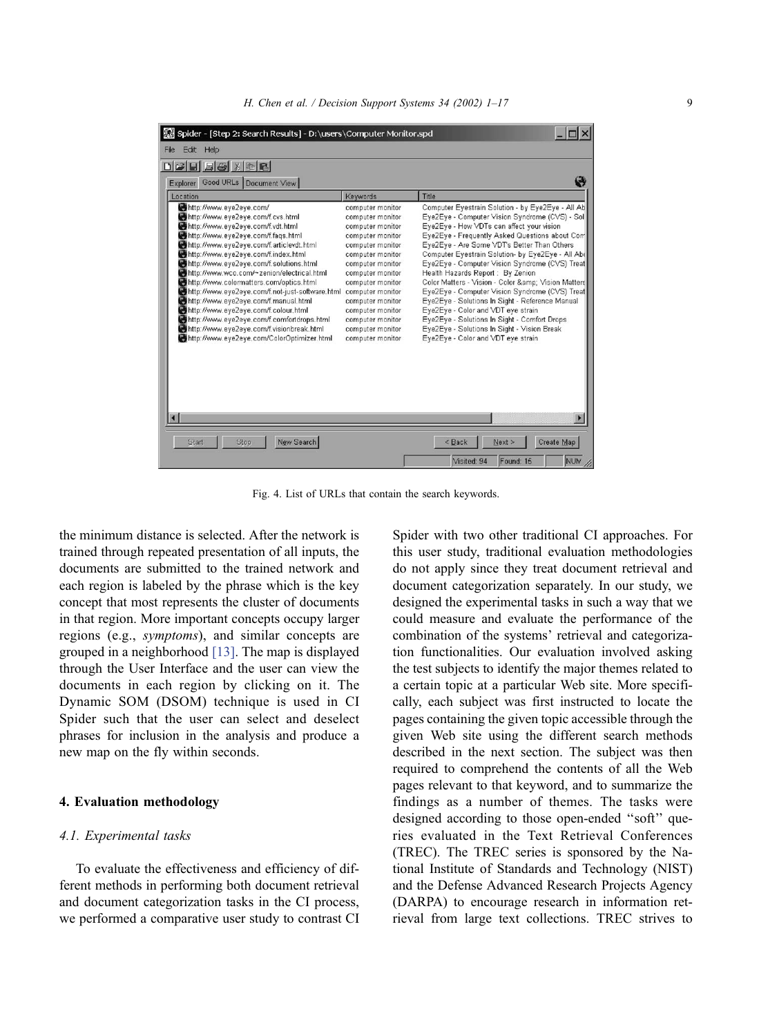Fig. 4. List of URLs that contain the search keywords.

the minimum distance is selected. After the network is trained through repeated presentation of all inputs, the documents are submitted to the trained network and each region is labeled by the phrase which is the key concept that most represents the cluster of documents in that region. More important concepts occupy larger regions (e.g., *symptoms*), and similar concepts are grouped in a neighborhood [13]. The map is displayed through the User Interface and the user can view the documents in each region by clicking on it. The Dynamic SOM (DSOM) technique is used in CI Spider such that the user can select and deselect phrases for inclusion in the analysis and produce a new map on the fly within seconds.

## 4. Evaluation methodology

### 4.1. Experimental tasks

To evaluate the effectiveness and efficiency of different methods in performing both document retrieval and document categorization tasks in the CI process, we performed a comparative user study to contrast CI Spider with two other traditional CI approaches. For this user study, traditional evaluation methodologies do not apply since they treat document retrieval and document categorization separately. In our study, we designed the experimental tasks in such a way that we could measure and evaluate the performance of the combination of the systems' retrieval and categorization functionalities. Our evaluation involved asking the test subjects to identify the major themes related to a certain topic at a particular Web site. More specifically, each subject was first instructed to locate the pages containing the given topic accessible through the given Web site using the different search methods described in the next section. The subject was then required to comprehend the contents of all the Web pages relevant to that keyword, and to summarize the findings as a number of themes. The tasks were designed according to those open-ended "soft" queries evaluated in the Text Retrieval Conferences (TREC). The TREC series is sponsored by the National Institute of Standards and Technology (NIST) and the Defense Advanced Research Projects Agency (DARPA) to encourage research in information retrieval from large text collections. TREC strives to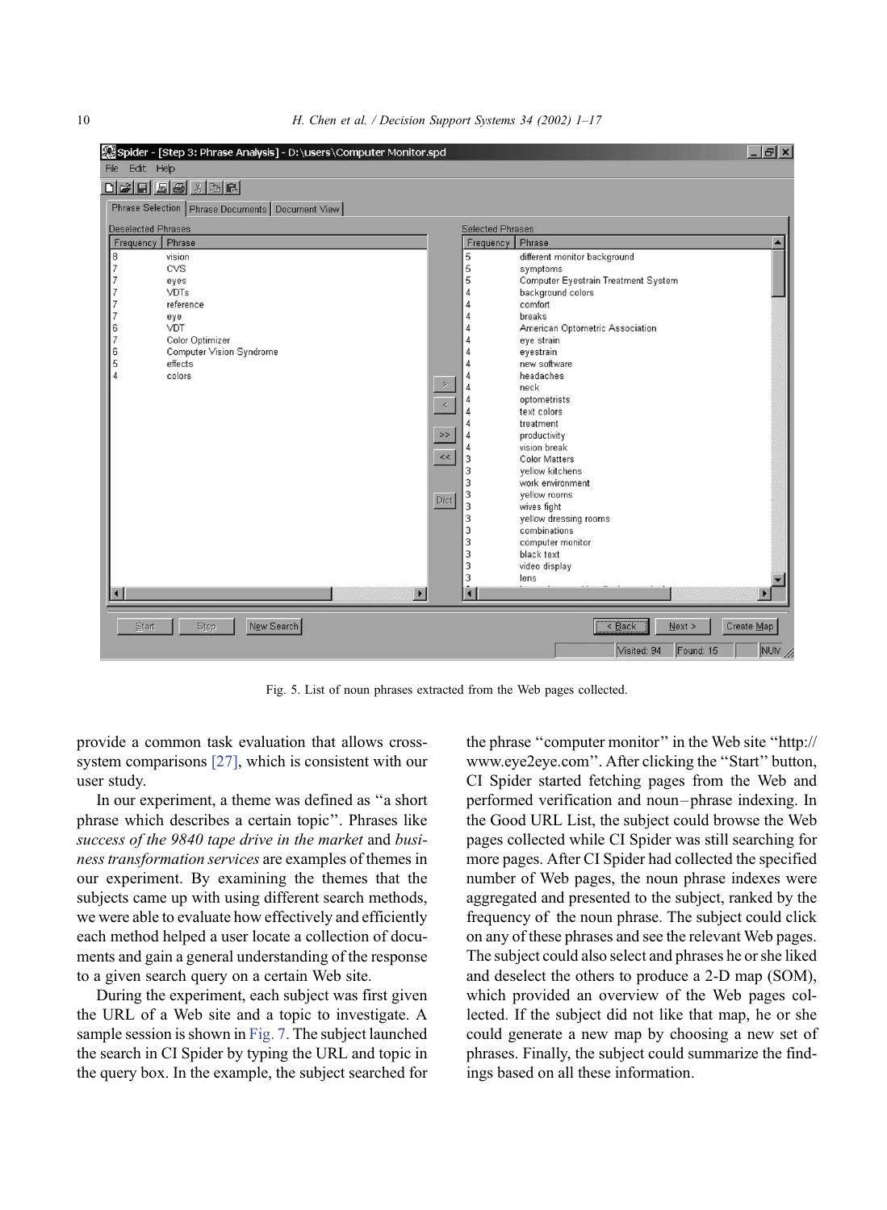Fig. 5. List of noun phrases extracted from the Web pages collected.

provide a common task evaluation that allows cross-system comparisons [27], which is consistent with our user study.

In our experiment, a theme was defined as ''a short phrase which describes a certain topic''. Phrases like *success of the 9840 tape drive in the market* and *business transformation services* are examples of themes in our experiment. By examining the themes that the subjects came up with using different search methods, we were able to evaluate how effectively and efficiently each method helped a user locate a collection of documents and gain a general understanding of the response to a given search query on a certain Web site.

During the experiment, each subject was first given the URL of a Web site and a topic to investigate. A sample session is shown in Fig. 7. The subject launched the search in CI Spider by typing the URL and topic in the query box. In the example, the subject searched for the phrase ''computer monitor'' in the Web site ''http://www.eye2eye.com''. After clicking the ''Start'' button, CI Spider started fetching pages from the Web and performed verification and noun–phrase indexing. In the Good URL List, the subject could browse the Web pages collected while CI Spider was still searching for more pages. After CI Spider had collected the specified number of Web pages, the noun phrase indexes were aggregated and presented to the subject, ranked by the frequency of the noun phrase. The subject could click on any of these phrases and see the relevant Web pages. The subject could also select and phrases he or she liked and deselect the others to produce a 2-D map (SOM), which provided an overview of the Web pages collected. If the subject did not like that map, he or she could generate a new map by choosing a new set of phrases. Finally, the subject could summarize the findings based on all these information.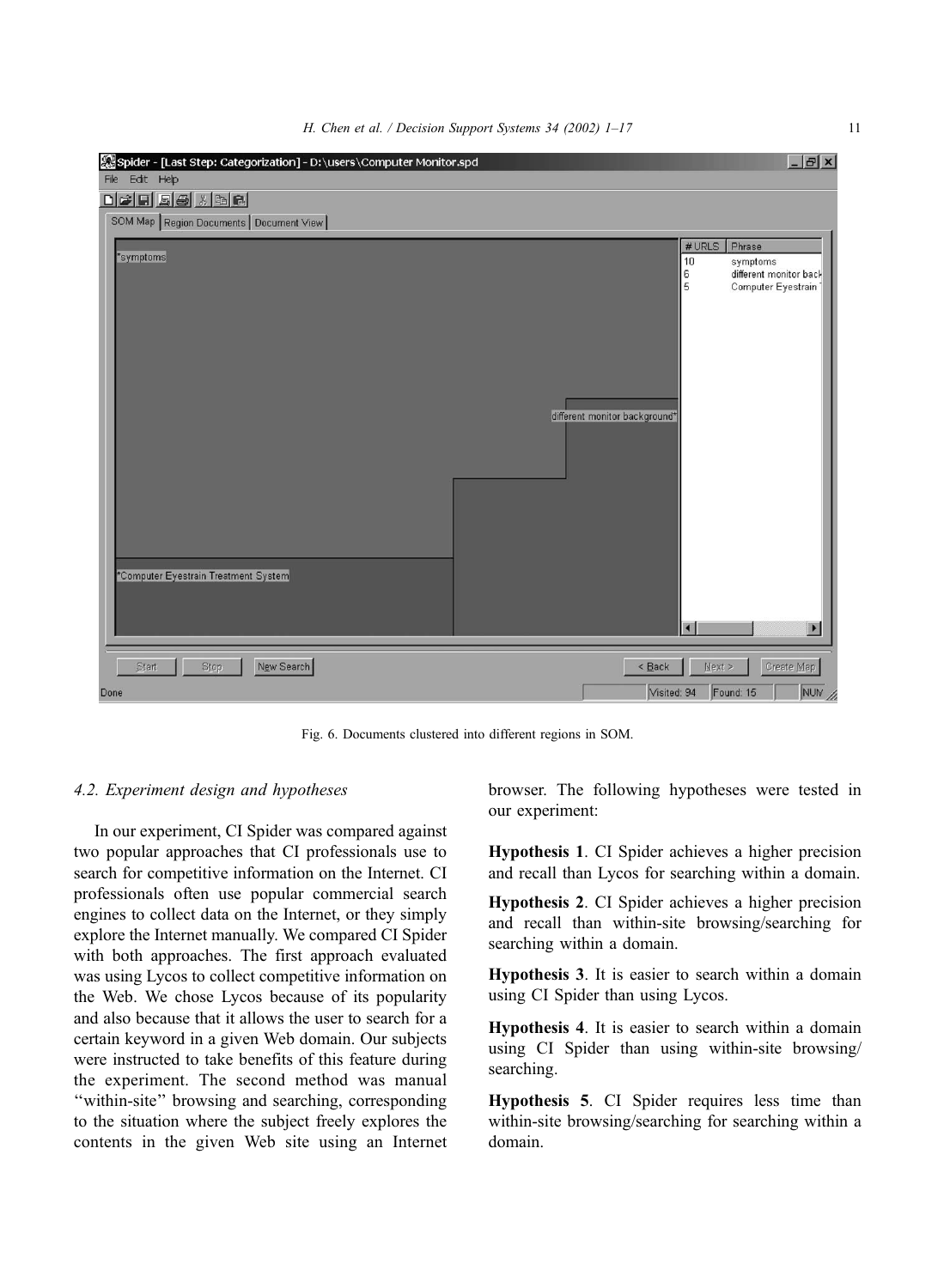Fig. 6. Documents clustered into different regions in SOM.

### 4.2. Experiment design and hypotheses

In our experiment, CI Spider was compared against two popular approaches that CI professionals use to search for competitive information on the Internet. CI professionals often use popular commercial search engines to collect data on the Internet, or they simply explore the Internet manually. We compared CI Spider with both approaches. The first approach evaluated was using Lycos to collect competitive information on the Web. We chose Lycos because of its popularity and also because that it allows the user to search for a certain keyword in a given Web domain. Our subjects were instructed to take benefits of this feature during the experiment. The second method was manual ''within-site'' browsing and searching, corresponding to the situation where the subject freely explores the contents in the given Web site using an Internet browser. The following hypotheses were tested in our experiment:

**Hypothesis 1**. CI Spider achieves a higher precision and recall than Lycos for searching within a domain.

**Hypothesis 2**. CI Spider achieves a higher precision and recall than within-site browsing/searching for searching within a domain.

**Hypothesis 3**. It is easier to search within a domain using CI Spider than using Lycos.

**Hypothesis 4**. It is easier to search within a domain using CI Spider than using within-site browsing/searching.

**Hypothesis 5**. CI Spider requires less time than within-site browsing/searching for searching within a domain.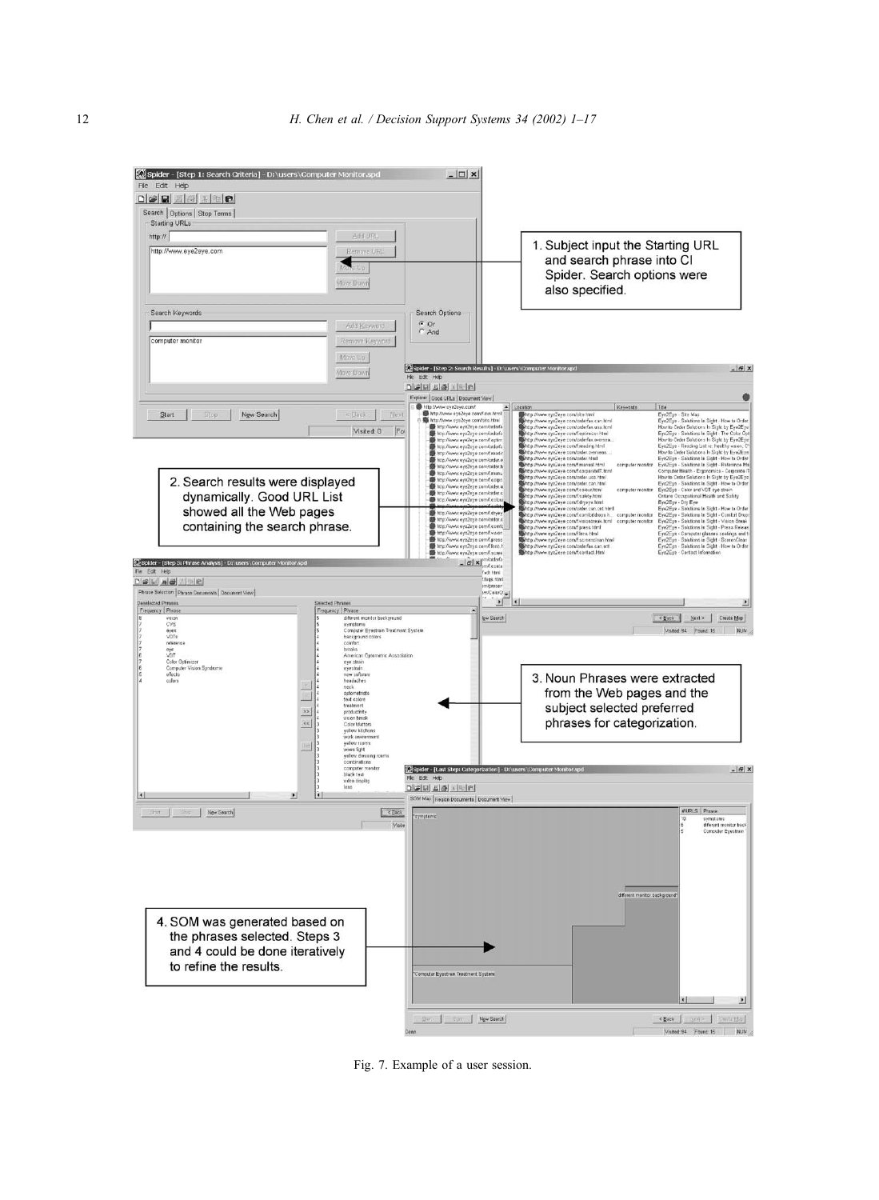1. Subject input the Starting URL and search phrase into CI Spider. Search options were also specified.

2. Search results were displayed dynamically. Good URL List showed all the Web pages containing the search phrase.

3. Noun Phrases were extracted from the Web pages and the subject selected preferred phrases for categorization.

4. SOM was generated based on the phrases selected. Steps 3 and 4 could be done iteratively to refine the results.

Fig. 7. Example of a user session.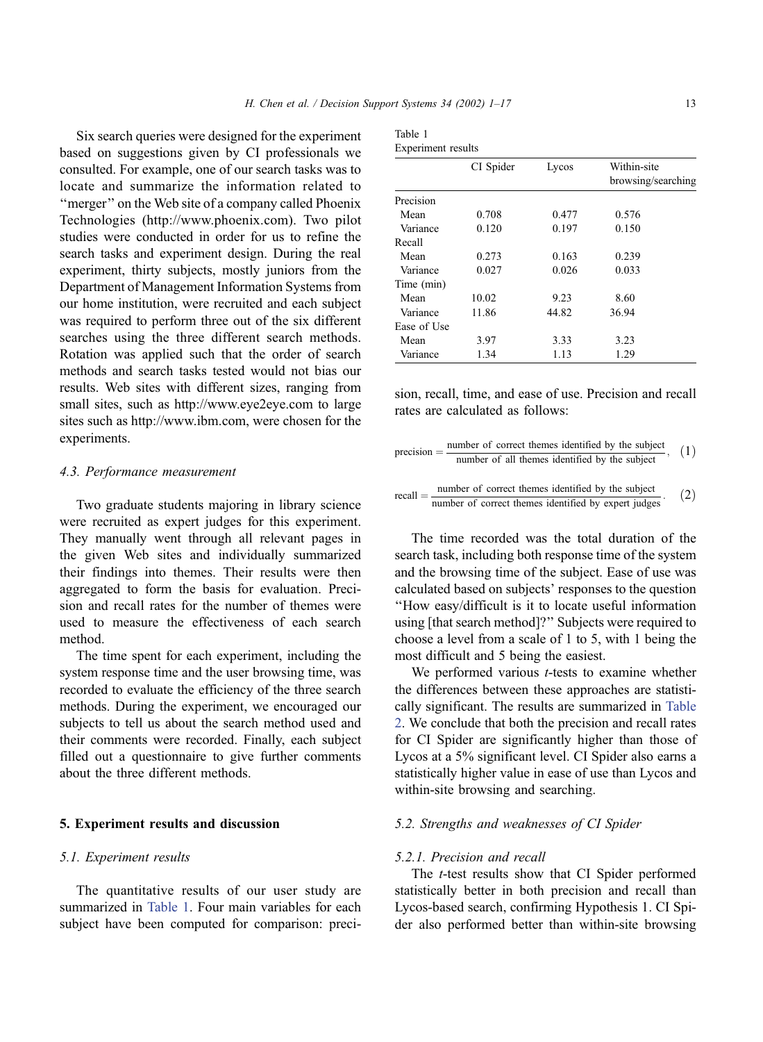Six search queries were designed for the experiment based on suggestions given by CI professionals we consulted. For example, one of our search tasks was to locate and summarize the information related to "merger" on the Web site of a company called Phoenix Technologies (http://www.phoenix.com). Two pilot studies were conducted in order for us to refine the search tasks and experiment design. During the real experiment, thirty subjects, mostly juniors from the Department of Management Information Systems from our home institution, were recruited and each subject was required to perform three out of the six different searches using the three different search methods. Rotation was applied such that the order of search methods and search tasks tested would not bias our results. Web sites with different sizes, ranging from small sites, such as http://www.eye2eye.com to large sites such as http://www.ibm.com, were chosen for the experiments.

### 4.3. Performance measurement

Two graduate students majoring in library science were recruited as expert judges for this experiment. They manually went through all relevant pages in the given Web sites and individually summarized their findings into themes. Their results were then aggregated to form the basis for evaluation. Precision and recall rates for the number of themes were used to measure the effectiveness of each search method.

The time spent for each experiment, including the system response time and the user browsing time, was recorded to evaluate the efficiency of the three search methods. During the experiment, we encouraged our subjects to tell us about the search method used and their comments were recorded. Finally, each subject filled out a questionnaire to give further comments about the three different methods.

## 5. Experiment results and discussion

### 5.1. Experiment results

The quantitative results of our user study are summarized in Table 1. Four main variables for each subject have been computed for comparison: precision, recall, time, and ease of use. Precision and recall rates are calculated as follows:

Table 1
Experiment results

| | CI Spider | Lycos | Within-site browsing/searching |
|---|---|---|---|
| Precision | | | |
| Mean | 0.708 | 0.477 | 0.576 |
| Variance | 0.120 | 0.197 | 0.150 |
| Recall | | | |
| Mean | 0.273 | 0.163 | 0.239 |
| Variance | 0.027 | 0.026 | 0.033 |
| Time (min) | | | |
| Mean | 10.02 | 9.23 | 8.60 |
| Variance | 11.86 | 44.82 | 36.94 |
| Ease of Use | | | |
| Mean | 3.97 | 3.33 | 3.23 |
| Variance | 1.34 | 1.13 | 1.29 |

$$\text{precision} = \frac{\text{number of correct themes identified by the subject}}{\text{number of all themes identified by the subject}}, \quad (1)$$

$$\text{recall} = \frac{\text{number of correct themes identified by the subject}}{\text{number of correct themes identified by expert judges}}. \quad (2)$$

The time recorded was the total duration of the search task, including both response time of the system and the browsing time of the subject. Ease of use was calculated based on subjects' responses to the question "How easy/difficult is it to locate useful information using [that search method]?" Subjects were required to choose a level from a scale of 1 to 5, with 1 being the most difficult and 5 being the easiest.

We performed various *t*-tests to examine whether the differences between these approaches are statistically significant. The results are summarized in Table 2. We conclude that both the precision and recall rates for CI Spider are significantly higher than those of Lycos at a 5% significant level. CI Spider also earns a statistically higher value in ease of use than Lycos and within-site browsing and searching.

### 5.2. Strengths and weaknesses of CI Spider

#### 5.2.1. Precision and recall

The *t*-test results show that CI Spider performed statistically better in both precision and recall than Lycos-based search, confirming Hypothesis 1. CI Spider also performed better than within-site browsing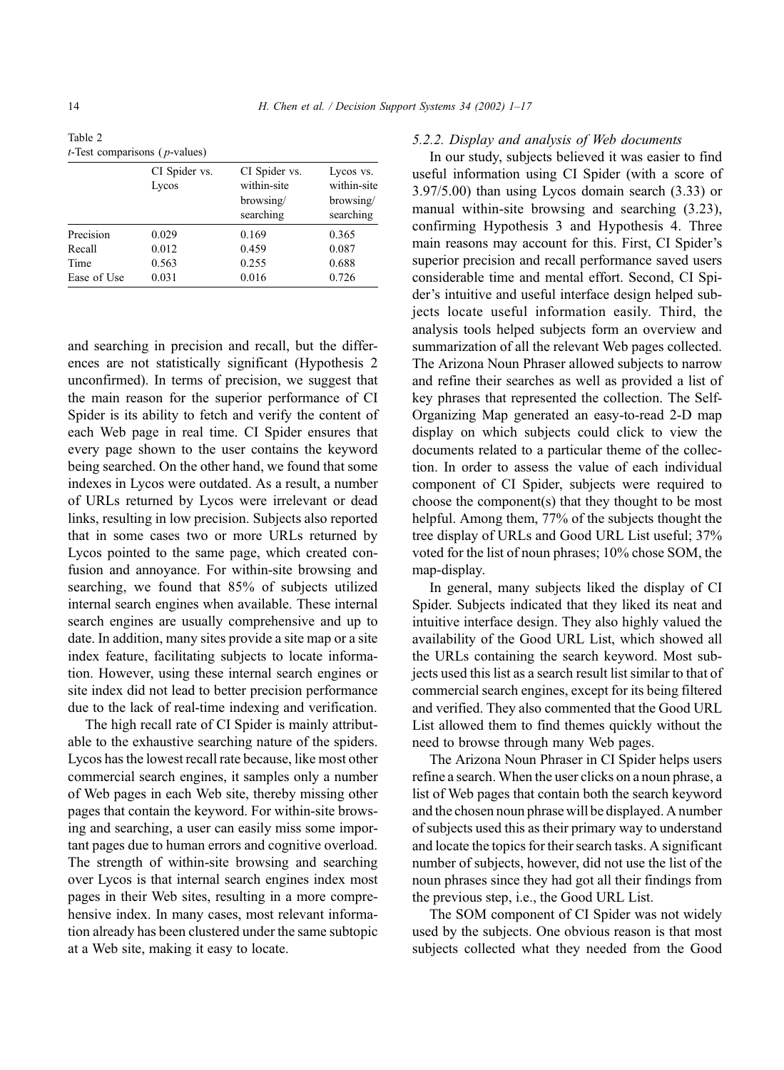Table 2
*t*-Test comparisons (*p*-values)

| | CI Spider vs. Lycos | CI Spider vs. within-site browsing/searching | Lycos vs. within-site browsing/searching |
|---|---|---|---|
| Precision | 0.029 | 0.169 | 0.365 |
| Recall | 0.012 | 0.459 | 0.087 |
| Time | 0.563 | 0.255 | 0.688 |
| Ease of Use | 0.031 | 0.016 | 0.726 |

and searching in precision and recall, but the differences are not statistically significant (Hypothesis 2 unconfirmed). In terms of precision, we suggest that the main reason for the superior performance of CI Spider is its ability to fetch and verify the content of each Web page in real time. CI Spider ensures that every page shown to the user contains the keyword being searched. On the other hand, we found that some indexes in Lycos were outdated. As a result, a number of URLs returned by Lycos were irrelevant or dead links, resulting in low precision. Subjects also reported that in some cases two or more URLs returned by Lycos pointed to the same page, which created confusion and annoyance. For within-site browsing and searching, we found that 85% of subjects utilized internal search engines when available. These internal search engines are usually comprehensive and up to date. In addition, many sites provide a site map or a site index feature, facilitating subjects to locate information. However, using these internal search engines or site index did not lead to better precision performance due to the lack of real-time indexing and verification.

The high recall rate of CI Spider is mainly attributable to the exhaustive searching nature of the spiders. Lycos has the lowest recall rate because, like most other commercial search engines, it samples only a number of Web pages in each Web site, thereby missing other pages that contain the keyword. For within-site browsing and searching, a user can easily miss some important pages due to human errors and cognitive overload. The strength of within-site browsing and searching over Lycos is that internal search engines index most pages in their Web sites, resulting in a more comprehensive index. In many cases, most relevant information already has been clustered under the same subtopic at a Web site, making it easy to locate.

#### 5.2.2. Display and analysis of Web documents

In our study, subjects believed it was easier to find useful information using CI Spider (with a score of 3.97/5.00) than using Lycos domain search (3.33) or manual within-site browsing and searching (3.23), confirming Hypothesis 3 and Hypothesis 4. Three main reasons may account for this. First, CI Spider's superior precision and recall performance saved users considerable time and mental effort. Second, CI Spider's intuitive and useful interface design helped subjects locate useful information easily. Third, the analysis tools helped subjects form an overview and summarization of all the relevant Web pages collected. The Arizona Noun Phraser allowed subjects to narrow and refine their searches as well as provided a list of key phrases that represented the collection. The Self-Organizing Map generated an easy-to-read 2-D map display on which subjects could click to view the documents related to a particular theme of the collection. In order to assess the value of each individual component of CI Spider, subjects were required to choose the component(s) that they thought to be most helpful. Among them, 77% of the subjects thought the tree display of URLs and Good URL List useful; 37% voted for the list of noun phrases; 10% chose SOM, the map-display.

In general, many subjects liked the display of CI Spider. Subjects indicated that they liked its neat and intuitive interface design. They also highly valued the availability of the Good URL List, which showed all the URLs containing the search keyword. Most subjects used this list as a search result list similar to that of commercial search engines, except for its being filtered and verified. They also commented that the Good URL List allowed them to find themes quickly without the need to browse through many Web pages.

The Arizona Noun Phraser in CI Spider helps users refine a search. When the user clicks on a noun phrase, a list of Web pages that contain both the search keyword and the chosen noun phrase will be displayed. A number of subjects used this as their primary way to understand and locate the topics for their search tasks. A significant number of subjects, however, did not use the list of the noun phrases since they had got all their findings from the previous step, i.e., the Good URL List.

The SOM component of CI Spider was not widely used by the subjects. One obvious reason is that most subjects collected what they needed from the Good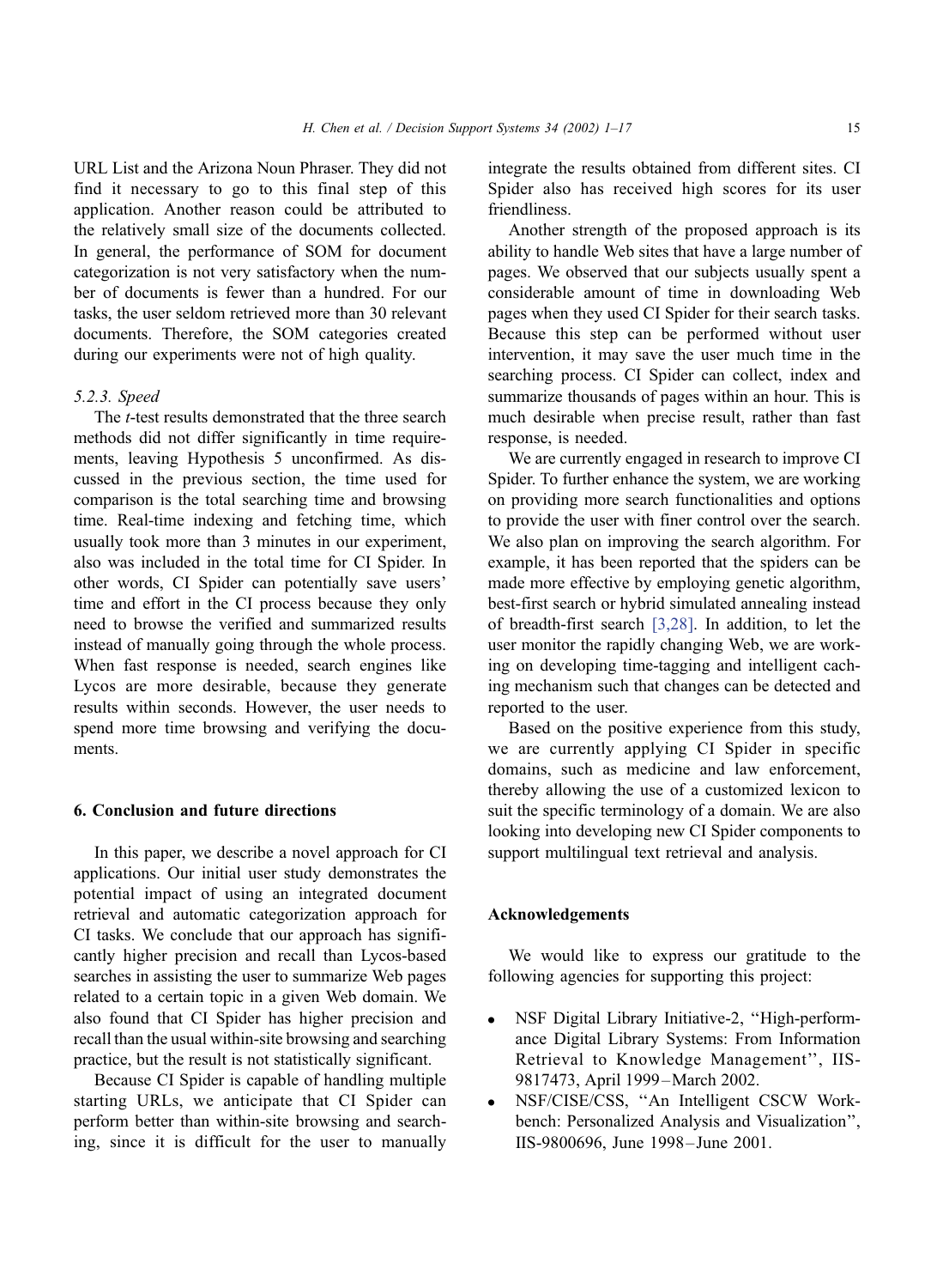URL List and the Arizona Noun Phraser. They did not find it necessary to go to this final step of this application. Another reason could be attributed to the relatively small size of the documents collected. In general, the performance of SOM for document categorization is not very satisfactory when the number of documents is fewer than a hundred. For our tasks, the user seldom retrieved more than 30 relevant documents. Therefore, the SOM categories created during our experiments were not of high quality.

### 5.2.3. Speed

The *t*-test results demonstrated that the three search methods did not differ significantly in time requirements, leaving Hypothesis 5 unconfirmed. As discussed in the previous section, the time used for comparison is the total searching time and browsing time. Real-time indexing and fetching time, which usually took more than 3 minutes in our experiment, also was included in the total time for CI Spider. In other words, CI Spider can potentially save users' time and effort in the CI process because they only need to browse the verified and summarized results instead of manually going through the whole process. When fast response is needed, search engines like Lycos are more desirable, because they generate results within seconds. However, the user needs to spend more time browsing and verifying the documents.

## 6. Conclusion and future directions

In this paper, we describe a novel approach for CI applications. Our initial user study demonstrates the potential impact of using an integrated document retrieval and automatic categorization approach for CI tasks. We conclude that our approach has significantly higher precision and recall than Lycos-based searches in assisting the user to summarize Web pages related to a certain topic in a given Web domain. We also found that CI Spider has higher precision and recall than the usual within-site browsing and searching practice, but the result is not statistically significant.

Because CI Spider is capable of handling multiple starting URLs, we anticipate that CI Spider can perform better than within-site browsing and searching, since it is difficult for the user to manually integrate the results obtained from different sites. CI Spider also has received high scores for its user friendliness.

Another strength of the proposed approach is its ability to handle Web sites that have a large number of pages. We observed that our subjects usually spent a considerable amount of time in downloading Web pages when they used CI Spider for their search tasks. Because this step can be performed without user intervention, it may save the user much time in the searching process. CI Spider can collect, index and summarize thousands of pages within an hour. This is much desirable when precise result, rather than fast response, is needed.

We are currently engaged in research to improve CI Spider. To further enhance the system, we are working on providing more search functionalities and options to provide the user with finer control over the search. We also plan on improving the search algorithm. For example, it has been reported that the spiders can be made more effective by employing genetic algorithm, best-first search or hybrid simulated annealing instead of breadth-first search [3,28]. In addition, to let the user monitor the rapidly changing Web, we are working on developing time-tagging and intelligent caching mechanism such that changes can be detected and reported to the user.

Based on the positive experience from this study, we are currently applying CI Spider in specific domains, such as medicine and law enforcement, thereby allowing the use of a customized lexicon to suit the specific terminology of a domain. We are also looking into developing new CI Spider components to support multilingual text retrieval and analysis.

## Acknowledgements

We would like to express our gratitude to the following agencies for supporting this project:

- NSF Digital Library Initiative-2, "High-performance Digital Library Systems: From Information Retrieval to Knowledge Management", IIS-9817473, April 1999–March 2002.
- NSF/CISE/CSS, "An Intelligent CSCW Workbench: Personalized Analysis and Visualization", IIS-9800696, June 1998–June 2001.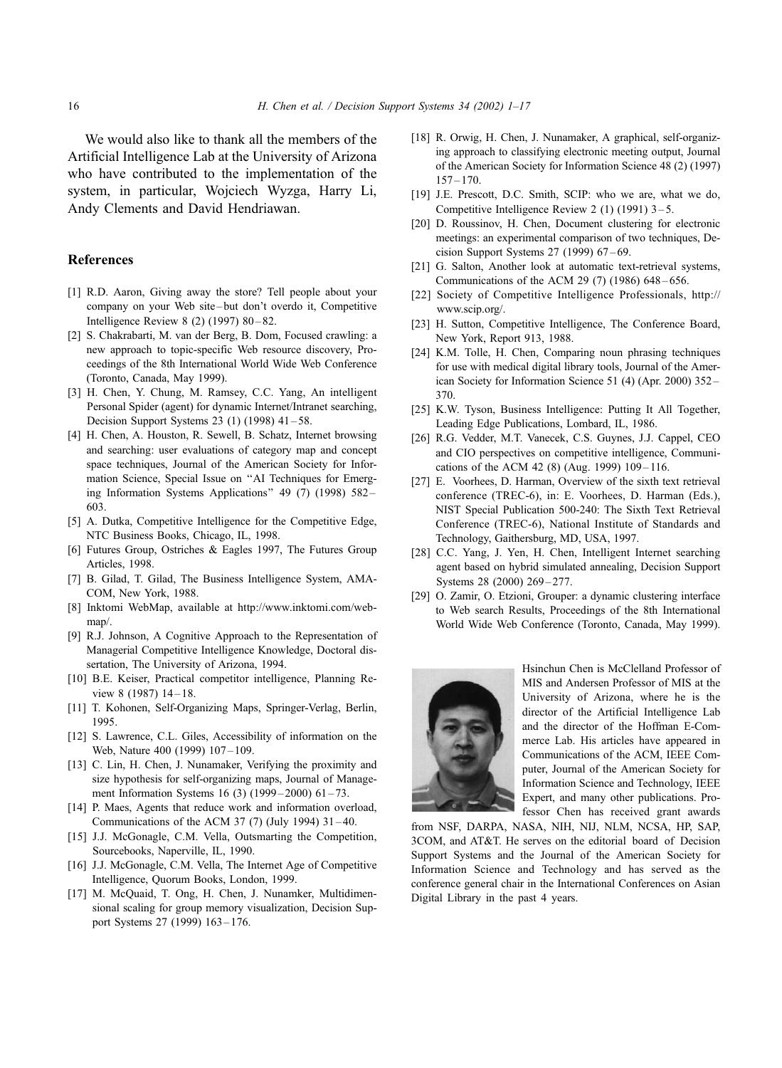We would also like to thank all the members of the Artificial Intelligence Lab at the University of Arizona who have contributed to the implementation of the system, in particular, Wojciech Wyzga, Harry Li, Andy Clements and David Hendriawan.

## References

[1] R.D. Aaron, Giving away the store? Tell people about your company on your Web site – but don't overdo it, Competitive Intelligence Review 8 (2) (1997) 80–82.

[2] S. Chakrabarti, M. van der Berg, B. Dom, Focused crawling: a new approach to topic-specific Web resource discovery, Proceedings of the 8th International World Wide Web Conference (Toronto, Canada, May 1999).

[3] H. Chen, Y. Chung, M. Ramsey, C.C. Yang, An intelligent Personal Spider (agent) for dynamic Internet/Intranet searching, Decision Support Systems 23 (1) (1998) 41–58.

[4] H. Chen, A. Houston, R. Sewell, B. Schatz, Internet browsing and searching: user evaluations of category map and concept space techniques, Journal of the American Society for Information Science, Special Issue on "AI Techniques for Emerging Information Systems Applications" 49 (7) (1998) 582–603.

[5] A. Dutka, Competitive Intelligence for the Competitive Edge, NTC Business Books, Chicago, IL, 1998.

[6] Futures Group, Ostriches & Eagles 1997, The Futures Group Articles, 1998.

[7] B. Gilad, T. Gilad, The Business Intelligence System, AMACOM, New York, 1988.

[8] Inktomi WebMap, available at http://www.inktomi.com/webmap/.

[9] R.J. Johnson, A Cognitive Approach to the Representation of Managerial Competitive Intelligence Knowledge, Doctoral dissertation, The University of Arizona, 1994.

[10] B.E. Keiser, Practical competitor intelligence, Planning Review 8 (1987) 14–18.

[11] T. Kohonen, Self-Organizing Maps, Springer-Verlag, Berlin, 1995.

[12] S. Lawrence, C.L. Giles, Accessibility of information on the Web, Nature 400 (1999) 107–109.

[13] C. Lin, H. Chen, J. Nunamaker, Verifying the proximity and size hypothesis for self-organizing maps, Journal of Management Information Systems 16 (3) (1999–2000) 61–73.

[14] P. Maes, Agents that reduce work and information overload, Communications of the ACM 37 (7) (July 1994) 31–40.

[15] J.J. McGonagle, C.M. Vella, Outsmarting the Competition, Sourcebooks, Naperville, IL, 1990.

[16] J.J. McGonagle, C.M. Vella, The Internet Age of Competitive Intelligence, Quorum Books, London, 1999.

[17] M. McQuaid, T. Ong, H. Chen, J. Nunamker, Multidimensional scaling for group memory visualization, Decision Support Systems 27 (1999) 163–176.

[18] R. Orwig, H. Chen, J. Nunamaker, A graphical, self-organizing approach to classifying electronic meeting output, Journal of the American Society for Information Science 48 (2) (1997) 157–170.

[19] J.E. Prescott, D.C. Smith, SCIP: who we are, what we do, Competitive Intelligence Review 2 (1) (1991) 3–5.

[20] D. Roussinov, H. Chen, Document clustering for electronic meetings: an experimental comparison of two techniques, Decision Support Systems 27 (1999) 67–69.

[21] G. Salton, Another look at automatic text-retrieval systems, Communications of the ACM 29 (7) (1986) 648–656.

[22] Society of Competitive Intelligence Professionals, http://www.scip.org/.

[23] H. Sutton, Competitive Intelligence, The Conference Board, New York, Report 913, 1988.

[24] K.M. Tolle, H. Chen, Comparing noun phrasing techniques for use with medical digital library tools, Journal of the American Society for Information Science 51 (4) (Apr. 2000) 352–370.

[25] K.W. Tyson, Business Intelligence: Putting It All Together, Leading Edge Publications, Lombard, IL, 1986.

[26] R.G. Vedder, M.T. Vanecek, C.S. Guynes, J.J. Cappel, CEO and CIO perspectives on competitive intelligence, Communications of the ACM 42 (8) (Aug. 1999) 109–116.

[27] E. Voorhees, D. Harman, Overview of the sixth text retrieval conference (TREC-6), in: E. Voorhees, D. Harman (Eds.), NIST Special Publication 500-240: The Sixth Text Retrieval Conference (TREC-6), National Institute of Standards and Technology, Gaithersburg, MD, USA, 1997.

[28] C.C. Yang, J. Yen, H. Chen, Intelligent Internet searching agent based on hybrid simulated annealing, Decision Support Systems 28 (2000) 269–277.

[29] O. Zamir, O. Etzioni, Grouper: a dynamic clustering interface to Web search Results, Proceedings of the 8th International World Wide Web Conference (Toronto, Canada, May 1999).

Hsinchun Chen is McClelland Professor of MIS and Andersen Professor of MIS at the University of Arizona, where he is the director of the Artificial Intelligence Lab and the director of the Hoffman E-Commerce Lab. His articles have appeared in Communications of the ACM, IEEE Computer, Journal of the American Society for Information Science and Technology, IEEE Expert, and many other publications. Professor Chen has received grant awards from NSF, DARPA, NASA, NIH, NIJ, NLM, NCSA, HP, SAP, 3COM, and AT&T. He serves on the editorial board of Decision Support Systems and the Journal of the American Society for Information Science and Technology and has served as the conference general chair in the International Conferences on Asian Digital Library in the past 4 years.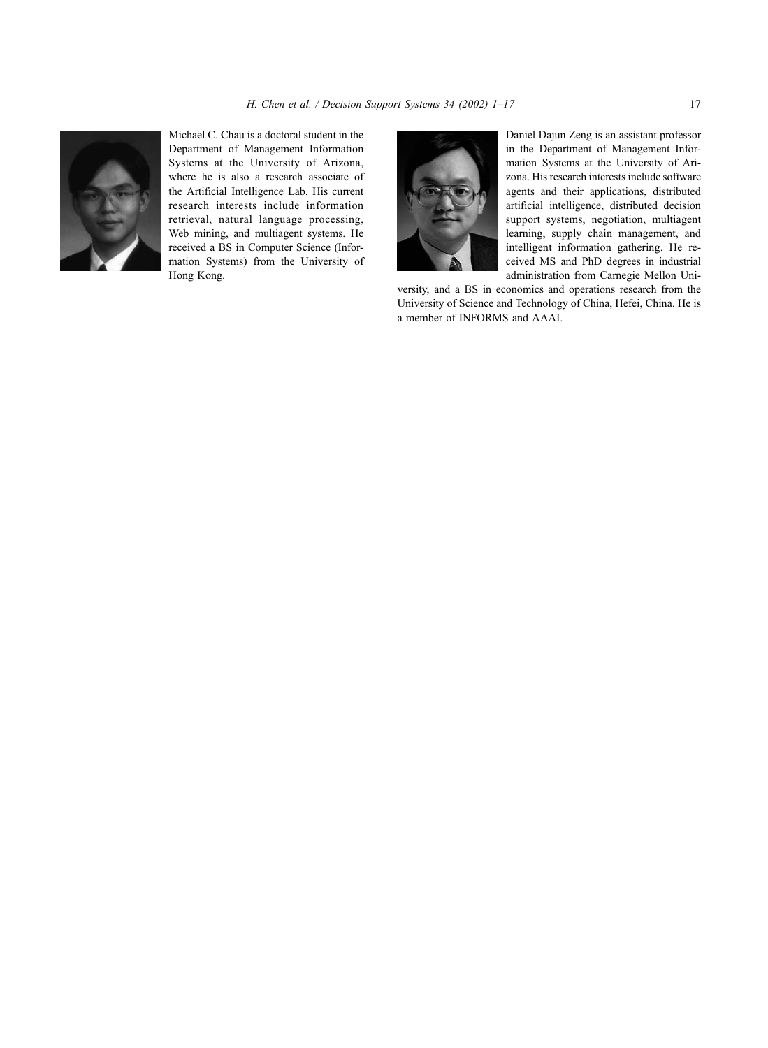Michael C. Chau is a doctoral student in the Department of Management Information Systems at the University of Arizona, where he is also a research associate of the Artificial Intelligence Lab. His current research interests include information retrieval, natural language processing, Web mining, and multiagent systems. He received a BS in Computer Science (Information Systems) from the University of Hong Kong.

Daniel Dajun Zeng is an assistant professor in the Department of Management Information Systems at the University of Arizona. His research interests include software agents and their applications, distributed artificial intelligence, distributed decision support systems, negotiation, multiagent learning, supply chain management, and intelligent information gathering. He received MS and PhD degrees in industrial administration from Carnegie Mellon University, and a BS in economics and operations research from the University of Science and Technology of China, Hefei, China. He is a member of INFORMS and AAAI.